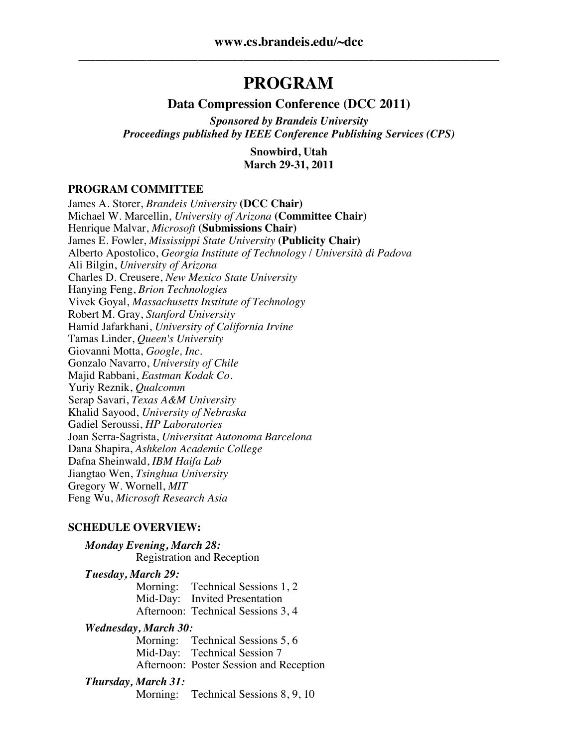www.cs.brandeis.edu/~dcc

# PROGRAM

## Data Compression Conference (DCC 2011)

***Sponsored by Brandeis University***
***Proceedings published by IEEE Conference Publishing Services (CPS)***

**Snowbird, Utah**
**March 29-31, 2011**

### PROGRAM COMMITTEE

James A. Storer, *Brandeis University* **(DCC Chair)**
Michael W. Marcellin, *University of Arizona* **(Committee Chair)**
Henrique Malvar, *Microsoft* **(Submissions Chair)**
James E. Fowler, *Mississippi State University* **(Publicity Chair)**
Alberto Apostolico, *Georgia Institute of Technology / Università di Padova*
Ali Bilgin, *University of Arizona*
Charles D. Creusere, *New Mexico State University*
Hanying Feng, *Brion Technologies*
Vivek Goyal, *Massachusetts Institute of Technology*
Robert M. Gray, *Stanford University*
Hamid Jafarkhani, *University of California Irvine*
Tamas Linder, *Queen's University*
Giovanni Motta, *Google, Inc.*
Gonzalo Navarro, *University of Chile*
Majid Rabbani, *Eastman Kodak Co.*
Yuriy Reznik, *Qualcomm*
Serap Savari, *Texas A&M University*
Khalid Sayood, *University of Nebraska*
Gadiel Seroussi, *HP Laboratories*
Joan Serra-Sagrista, *Universitat Autonoma Barcelona*
Dana Shapira, *Ashkelon Academic College*
Dafna Sheinwald, *IBM Haifa Lab*
Jiangtao Wen, *Tsinghua University*
Gregory W. Wornell, *MIT*
Feng Wu, *Microsoft Research Asia*

### SCHEDULE OVERVIEW:

***Monday Evening, March 28:***
Registration and Reception

***Tuesday, March 29:***
Morning: Technical Sessions 1, 2
Mid-Day: Invited Presentation
Afternoon: Technical Sessions 3, 4

***Wednesday, March 30:***
Morning: Technical Sessions 5, 6
Mid-Day: Technical Session 7
Afternoon: Poster Session and Reception

***Thursday, March 31:***
Morning: Technical Sessions 8, 9, 10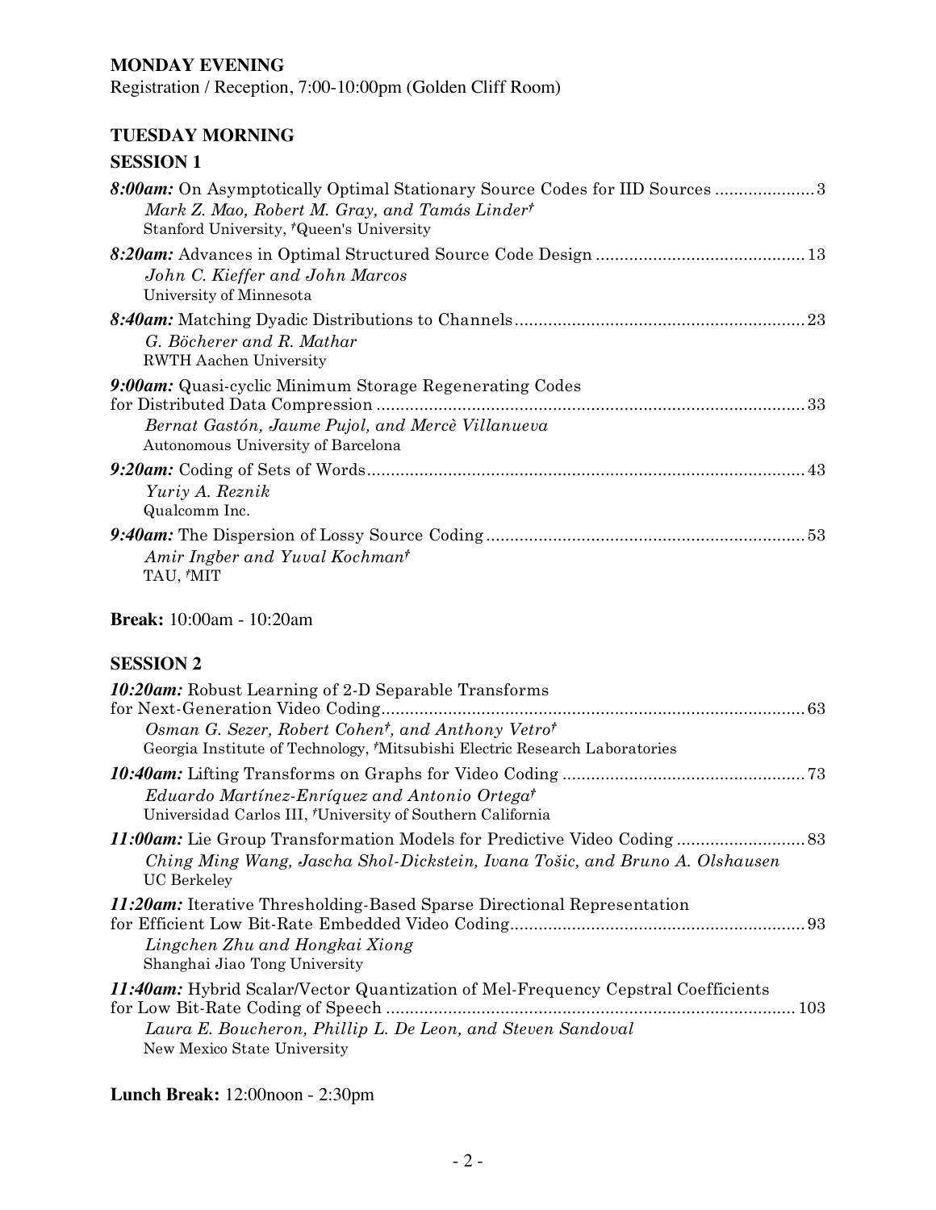## MONDAY EVENING

Registration / Reception, 7:00-10:00pm (Golden Cliff Room)

## TUESDAY MORNING

### SESSION 1

***8:00am:*** On Asymptotically Optimal Stationary Source Codes for IID Sources ..................... 3
*Mark Z. Mao, Robert M. Gray, and Tamás Linder†*
Stanford University, †Queen's University

***8:20am:*** Advances in Optimal Structured Source Code Design ........................................... 13
*John C. Kieffer and John Marcos*
University of Minnesota

***8:40am:*** Matching Dyadic Distributions to Channels ............................................................ 23
*G. Böcherer and R. Mathar*
RWTH Aachen University

***9:00am:*** Quasi-cyclic Minimum Storage Regenerating Codes for Distributed Data Compression ......................................................................................... 33
*Bernat Gastón, Jaume Pujol, and Mercè Villanueva*
Autonomous University of Barcelona

***9:20am:*** Coding of Sets of Words ........................................................................................... 43
*Yuriy A. Reznik*
Qualcomm Inc.

***9:40am:*** The Dispersion of Lossy Source Coding .................................................................. 53
*Amir Ingber and Yuval Kochman†*
TAU, †MIT

**Break:** 10:00am - 10:20am

### SESSION 2

***10:20am:*** Robust Learning of 2-D Separable Transforms for Next-Generation Video Coding ........................................................................................ 63
*Osman G. Sezer, Robert Cohen†, and Anthony Vetro†*
Georgia Institute of Technology, †Mitsubishi Electric Research Laboratories

***10:40am:*** Lifting Transforms on Graphs for Video Coding .................................................. 73
*Eduardo Martínez-Enríquez and Antonio Ortega†*
Universidad Carlos III, †University of Southern California

***11:00am:*** Lie Group Transformation Models for Predictive Video Coding ........................... 83
*Ching Ming Wang, Jascha Shol-Dickstein, Ivana Tošic, and Bruno A. Olshausen*
UC Berkeley

***11:20am:*** Iterative Thresholding-Based Sparse Directional Representation for Efficient Low Bit-Rate Embedded Video Coding ............................................................. 93
*Lingchen Zhu and Hongkai Xiong*
Shanghai Jiao Tong University

***11:40am:*** Hybrid Scalar/Vector Quantization of Mel-Frequency Cepstral Coefficients for Low Bit-Rate Coding of Speech ..................................................................................... 103
*Laura E. Boucheron, Phillip L. De Leon, and Steven Sandoval*
New Mexico State University

**Lunch Break:** 12:00noon - 2:30pm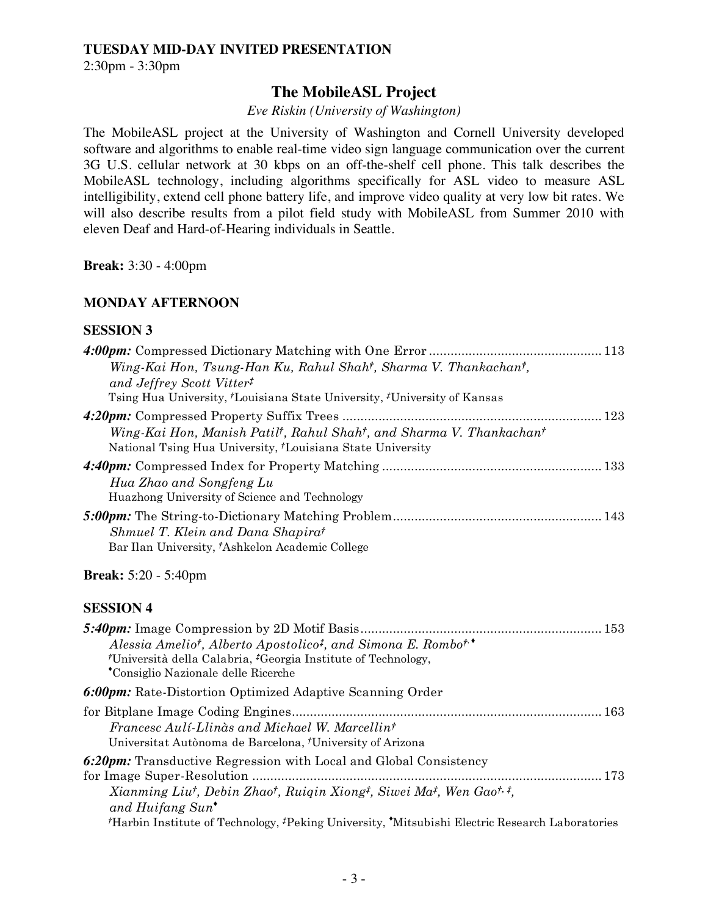**TUESDAY MID-DAY INVITED PRESENTATION**

2:30pm - 3:30pm

## The MobileASL Project

*Eve Riskin (University of Washington)*

The MobileASL project at the University of Washington and Cornell University developed software and algorithms to enable real-time video sign language communication over the current 3G U.S. cellular network at 30 kbps on an off-the-shelf cell phone. This talk describes the MobileASL technology, including algorithms specifically for ASL video to measure ASL intelligibility, extend cell phone battery life, and improve video quality at very low bit rates. We will also describe results from a pilot field study with MobileASL from Summer 2010 with eleven Deaf and Hard-of-Hearing individuals in Seattle.

**Break:** 3:30 - 4:00pm

### MONDAY AFTERNOON

### SESSION 3

***4:00pm:*** Compressed Dictionary Matching with One Error ............................................... 113
*Wing-Kai Hon, Tsung-Han Ku, Rahul Shah†, Sharma V. Thankachan†, and Jeffrey Scott Vitter‡*
Tsing Hua University, †Louisiana State University, ‡University of Kansas

***4:20pm:*** Compressed Property Suffix Trees ....................................................................... 123
*Wing-Kai Hon, Manish Patil†, Rahul Shah†, and Sharma V. Thankachan†*
National Tsing Hua University, †Louisiana State University

***4:40pm:*** Compressed Index for Property Matching ............................................................ 133
*Hua Zhao and Songfeng Lu*
Huazhong University of Science and Technology

***5:00pm:*** The String-to-Dictionary Matching Problem......................................................... 143
*Shmuel T. Klein and Dana Shapira†*
Bar Ilan University, †Ashkelon Academic College

**Break:** 5:20 - 5:40pm

### SESSION 4

***5:40pm:*** Image Compression by 2D Motif Basis.................................................................. 153
*Alessia Amelio†, Alberto Apostolico‡, and Simona E. Rombo†,♦*
†Università della Calabria, ‡Georgia Institute of Technology,
♦Consiglio Nazionale delle Ricerche

***6:00pm:*** Rate-Distortion Optimized Adaptive Scanning Order
for Bitplane Image Coding Engines..................................................................................... 163
*Francesc Aulí-Llinàs and Michael W. Marcellin†*
Universitat Autònoma de Barcelona, †University of Arizona

***6:20pm:*** Transductive Regression with Local and Global Consistency
for Image Super-Resolution ................................................................................................ 173
*Xianming Liu†, Debin Zhao†, Ruiqin Xiong‡, Siwei Ma‡, Wen Gao†,‡, and Huifang Sun♦*
†Harbin Institute of Technology, ‡Peking University, ♦Mitsubishi Electric Research Laboratories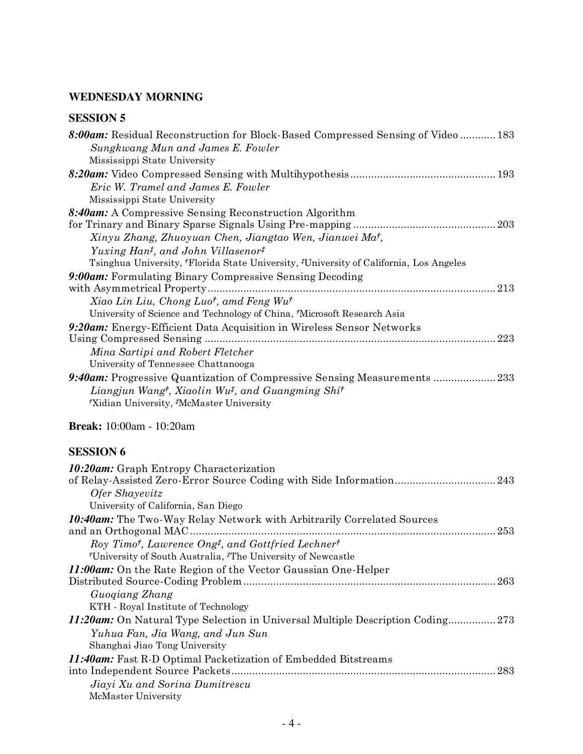## WEDNESDAY MORNING

### SESSION 5

***8:00am:*** Residual Reconstruction for Block-Based Compressed Sensing of Video ............ 183
*Sungkwang Mun and James E. Fowler*
Mississippi State University

***8:20am:*** Video Compressed Sensing with Multihypothesis ................................................ 193
*Eric W. Tramel and James E. Fowler*
Mississippi State University

***8:40am:*** A Compressive Sensing Reconstruction Algorithm for Trinary and Binary Sparse Signals Using Pre-mapping ................................................ 203
*Xinyu Zhang, Zhuoyuan Chen, Jiangtao Wen, Jianwei Ma†, Yuxing Han‡, and John Villasenor‡*
Tsinghua University, †Florida State University, ‡University of California, Los Angeles

***9:00am:*** Formulating Binary Compressive Sensing Decoding with Asymmetrical Property ................................................ 213
*Xiao Lin Liu, Chong Luo†, amd Feng Wu†*
University of Science and Technology of China, †Microsoft Research Asia

***9:20am:*** Energy-Efficient Data Acquisition in Wireless Sensor Networks Using Compressed Sensing ................................................ 223
*Mina Sartipi and Robert Fletcher*
University of Tennessee Chattanooga

***9:40am:*** Progressive Quantization of Compressive Sensing Measurements ..................... 233
*Liangjun Wang†, Xiaolin Wu‡, and Guangming Shi†*
†Xidian University, ‡McMaster University

**Break:** 10:00am - 10:20am

### SESSION 6

***10:20am:*** Graph Entropy Characterization of Relay-Assisted Zero-Error Source Coding with Side Information.................................. 243
*Ofer Shayevitz*
University of California, San Diego

***10:40am:*** The Two-Way Relay Network with Arbitrarily Correlated Sources and an Orthogonal MAC ................................................ 253
*Roy Timo†, Lawrence Ong‡, and Gottfried Lechner†*
†University of South Australia, ‡The University of Newcastle

***11:00am:*** On the Rate Region of the Vector Gaussian One-Helper Distributed Source-Coding Problem ................................................ 263
*Guoqiang Zhang*
KTH - Royal Institute of Technology

***11:20am:*** On Natural Type Selection in Universal Multiple Description Coding................ 273
*Yuhua Fan, Jia Wang, and Jun Sun*
Shanghai Jiao Tong University

***11:40am:*** Fast R-D Optimal Packetization of Embedded Bitstreams into Independent Source Packets ................................................ 283
*Jiayi Xu and Sorina Dumitrescu*
McMaster University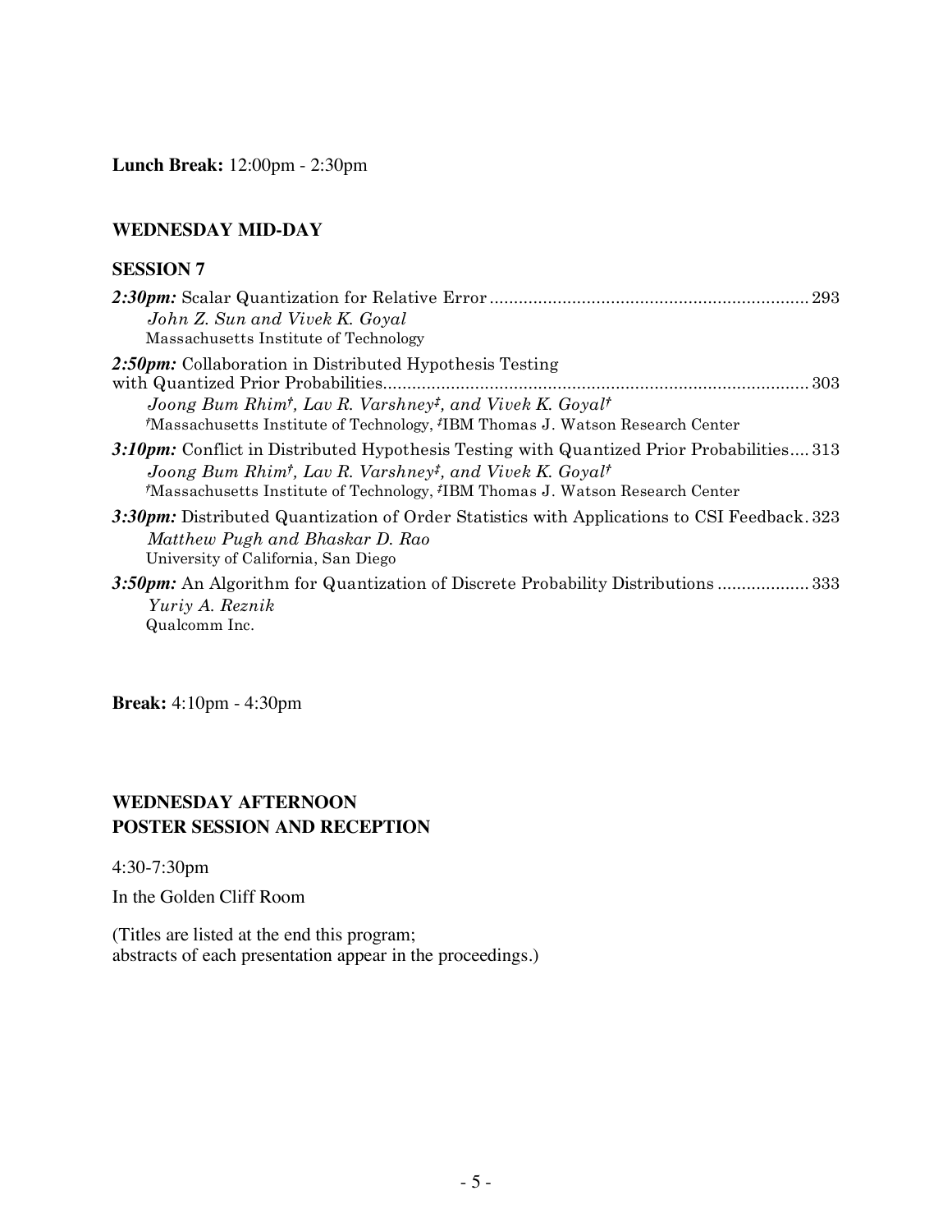**Lunch Break:** 12:00pm - 2:30pm

## WEDNESDAY MID-DAY

### SESSION 7

***2:30pm:*** Scalar Quantization for Relative Error ................................................................ 293
*John Z. Sun and Vivek K. Goyal*
Massachusetts Institute of Technology

***2:50pm:*** Collaboration in Distributed Hypothesis Testing with Quantized Prior Probabilities........................................................................................ 303
*Joong Bum Rhim†, Lav R. Varshney‡, and Vivek K. Goyal†*
†Massachusetts Institute of Technology, ‡IBM Thomas J. Watson Research Center

***3:10pm:*** Conflict in Distributed Hypothesis Testing with Quantized Prior Probabilities.... 313
*Joong Bum Rhim†, Lav R. Varshney‡, and Vivek K. Goyal†*
†Massachusetts Institute of Technology, ‡IBM Thomas J. Watson Research Center

***3:30pm:*** Distributed Quantization of Order Statistics with Applications to CSI Feedback. 323
*Matthew Pugh and Bhaskar D. Rao*
University of California, San Diego

***3:50pm:*** An Algorithm for Quantization of Discrete Probability Distributions .................. 333
*Yuriy A. Reznik*
Qualcomm Inc.

**Break:** 4:10pm - 4:30pm

## WEDNESDAY AFTERNOON
## POSTER SESSION AND RECEPTION

4:30-7:30pm

In the Golden Cliff Room

(Titles are listed at the end this program;
abstracts of each presentation appear in the proceedings.)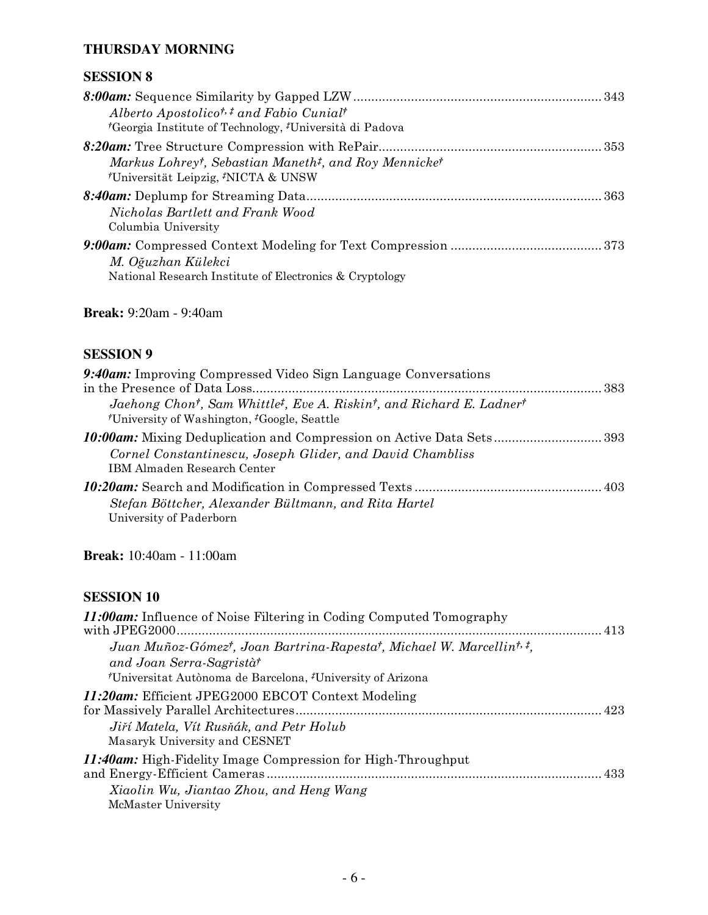## THURSDAY MORNING

### SESSION 8

***8:00am:*** Sequence Similarity by Gapped LZW .................................................................... 343
*Alberto Apostolico[†, ‡] and Fabio Cunial[†]*
[†]Georgia Institute of Technology, [‡]Università di Padova

***8:20am:*** Tree Structure Compression with RePair............................................................. 353
*Markus Lohrey[†], Sebastian Maneth[‡], and Roy Mennicke[†]*
[†]Universität Leipzig, [‡]NICTA & UNSW

***8:40am:*** Deplump for Streaming Data................................................................................. 363
*Nicholas Bartlett and Frank Wood*
Columbia University

***9:00am:*** Compressed Context Modeling for Text Compression ......................................... 373
*M. Oğuzhan Külekci*
National Research Institute of Electronics & Cryptology

**Break:** 9:20am - 9:40am

### SESSION 9

***9:40am:*** Improving Compressed Video Sign Language Conversations in the Presence of Data Loss................................................................................................. 383
*Jaehong Chon[†], Sam Whittle[‡], Eve A. Riskin[†], and Richard E. Ladner[†]*
[†]University of Washington, [‡]Google, Seattle

***10:00am:*** Mixing Deduplication and Compression on Active Data Sets .............................. 393
*Cornel Constantinescu, Joseph Glider, and David Chambliss*
IBM Almaden Research Center

***10:20am:*** Search and Modification in Compressed Texts .................................................... 403
*Stefan Böttcher, Alexander Bültmann, and Rita Hartel*
University of Paderborn

**Break:** 10:40am - 11:00am

### SESSION 10

***11:00am:*** Influence of Noise Filtering in Coding Computed Tomography with JPEG2000...................................................................................................................... 413
*Juan Muñoz-Gómez[†], Joan Bartrina-Rapesta[†], Michael W. Marcellin[†, ‡], and Joan Serra-Sagristà[†]*
[†]Universitat Autònoma de Barcelona, [‡]University of Arizona

***11:20am:*** Efficient JPEG2000 EBCOT Context Modeling for Massively Parallel Architectures..................................................................................... 423
*Jiří Matela, Vít Rusňák, and Petr Holub*
Masaryk University and CESNET

***11:40am:*** High-Fidelity Image Compression for High-Throughput and Energy-Efficient Cameras ............................................................................................. 433
*Xiaolin Wu, Jiantao Zhou, and Heng Wang*
McMaster University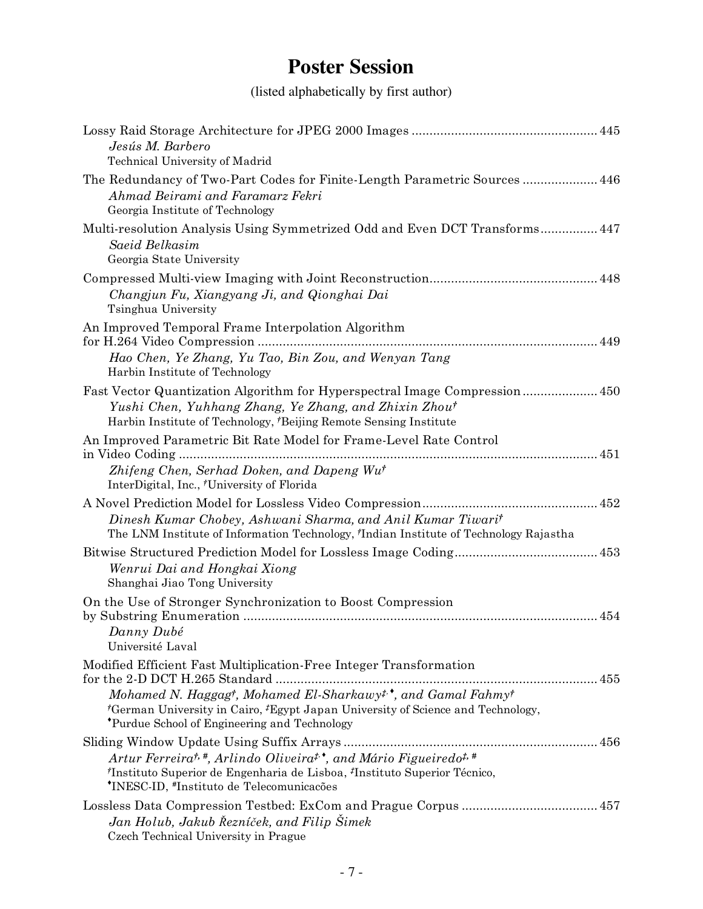# Poster Session

(listed alphabetically by first author)

Lossy Raid Storage Architecture for JPEG 2000 Images ........ 445
*Jesús M. Barbero*
Technical University of Madrid

The Redundancy of Two-Part Codes for Finite-Length Parametric Sources ........ 446
*Ahmad Beirami and Faramarz Fekri*
Georgia Institute of Technology

Multi-resolution Analysis Using Symmetrized Odd and Even DCT Transforms ........ 447
*Saeid Belkasim*
Georgia State University

Compressed Multi-view Imaging with Joint Reconstruction ........ 448
*Changjun Fu, Xiangyang Ji, and Qionghai Dai*
Tsinghua University

An Improved Temporal Frame Interpolation Algorithm for H.264 Video Compression ........ 449
*Hao Chen, Ye Zhang, Yu Tao, Bin Zou, and Wenyan Tang*
Harbin Institute of Technology

Fast Vector Quantization Algorithm for Hyperspectral Image Compression ........ 450
*Yushi Chen, Yuhhang Zhang, Ye Zhang, and Zhixin Zhou*[†]
Harbin Institute of Technology, [†]Beijing Remote Sensing Institute

An Improved Parametric Bit Rate Model for Frame-Level Rate Control in Video Coding ........ 451
*Zhifeng Chen, Serhad Doken, and Dapeng Wu*[†]
InterDigital, Inc., [†]University of Florida

A Novel Prediction Model for Lossless Video Compression ........ 452
*Dinesh Kumar Chobey, Ashwani Sharma, and Anil Kumar Tiwari*[†]
The LNM Institute of Information Technology, [†]Indian Institute of Technology Rajastha

Bitwise Structured Prediction Model for Lossless Image Coding ........ 453
*Wenrui Dai and Hongkai Xiong*
Shanghai Jiao Tong University

On the Use of Stronger Synchronization to Boost Compression by Substring Enumeration ........ 454
*Danny Dubé*
Université Laval

Modified Efficient Fast Multiplication-Free Integer Transformation for the 2-D DCT H.265 Standard ........ 455
*Mohamed N. Haggag*[†]*, Mohamed El-Sharkawy*[‡,♦]*, and Gamal Fahmy*[†]
[†]German University in Cairo, [‡]Egypt Japan University of Science and Technology,
[♦]Purdue School of Engineering and Technology

Sliding Window Update Using Suffix Arrays ........ 456
*Artur Ferreira*[†,#]*, Arlindo Oliveira*[‡,♦]*, and Mário Figueiredo*[‡,#]
[†]Instituto Superior de Engenharia de Lisboa, [‡]Instituto Superior Técnico,
[♦]INESC-ID, [#]Instituto de Telecomunicacões

Lossless Data Compression Testbed: ExCom and Prague Corpus ........ 457
*Jan Holub, Jakub Řezníček, and Filip Šimek*
Czech Technical University in Prague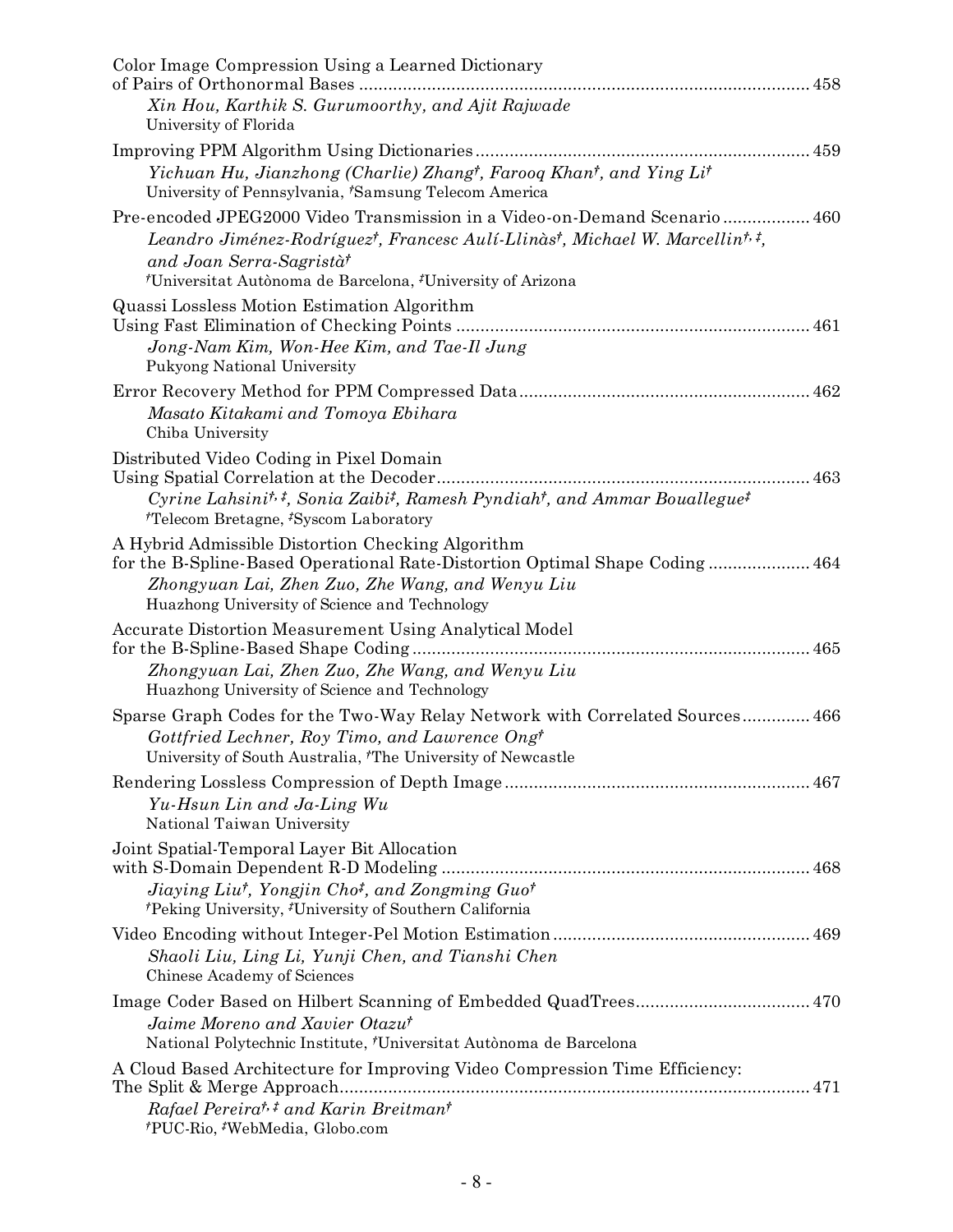Color Image Compression Using a Learned Dictionary of Pairs of Orthonormal Bases ........................................ 458
*Xin Hou, Karthik S. Gurumoorthy, and Ajit Rajwade*
University of Florida

Improving PPM Algorithm Using Dictionaries ........................................ 459
*Yichuan Hu, Jianzhong (Charlie) Zhang†, Farooq Khan†, and Ying Li†*
University of Pennsylvania, †Samsung Telecom America

Pre-encoded JPEG2000 Video Transmission in a Video-on-Demand Scenario ........................................ 460
*Leandro Jiménez-Rodríguez†, Francesc Aulí-Llinàs†, Michael W. Marcellin†, ‡, and Joan Serra-Sagristà†*
†Universitat Autònoma de Barcelona, ‡University of Arizona

Quassi Lossless Motion Estimation Algorithm Using Fast Elimination of Checking Points ........................................ 461
*Jong-Nam Kim, Won-Hee Kim, and Tae-Il Jung*
Pukyong National University

Error Recovery Method for PPM Compressed Data ........................................ 462
*Masato Kitakami and Tomoya Ebihara*
Chiba University

Distributed Video Coding in Pixel Domain Using Spatial Correlation at the Decoder ........................................ 463
*Cyrine Lahsini†, ‡, Sonia Zaibi‡, Ramesh Pyndiah†, and Ammar Bouallegue‡*
†Telecom Bretagne, ‡Syscom Laboratory

A Hybrid Admissible Distortion Checking Algorithm for the B-Spline-Based Operational Rate-Distortion Optimal Shape Coding ........................................ 464
*Zhongyuan Lai, Zhen Zuo, Zhe Wang, and Wenyu Liu*
Huazhong University of Science and Technology

Accurate Distortion Measurement Using Analytical Model for the B-Spline-Based Shape Coding ........................................ 465
*Zhongyuan Lai, Zhen Zuo, Zhe Wang, and Wenyu Liu*
Huazhong University of Science and Technology

Sparse Graph Codes for the Two-Way Relay Network with Correlated Sources ........................................ 466
*Gottfried Lechner, Roy Timo, and Lawrence Ong†*
University of South Australia, †The University of Newcastle

Rendering Lossless Compression of Depth Image ........................................ 467
*Yu-Hsun Lin and Ja-Ling Wu*
National Taiwan University

Joint Spatial-Temporal Layer Bit Allocation with S-Domain Dependent R-D Modeling ........................................ 468
*Jiaying Liu†, Yongjin Cho‡, and Zongming Guo†*
†Peking University, ‡University of Southern California

Video Encoding without Integer-Pel Motion Estimation ........................................ 469
*Shaoli Liu, Ling Li, Yunji Chen, and Tianshi Chen*
Chinese Academy of Sciences

Image Coder Based on Hilbert Scanning of Embedded QuadTrees ........................................ 470
*Jaime Moreno and Xavier Otazu†*
National Polytechnic Institute, †Universitat Autònoma de Barcelona

A Cloud Based Architecture for Improving Video Compression Time Efficiency: The Split & Merge Approach ........................................ 471
*Rafael Pereira†, ‡ and Karin Breitman†*
†PUC-Rio, ‡WebMedia, Globo.com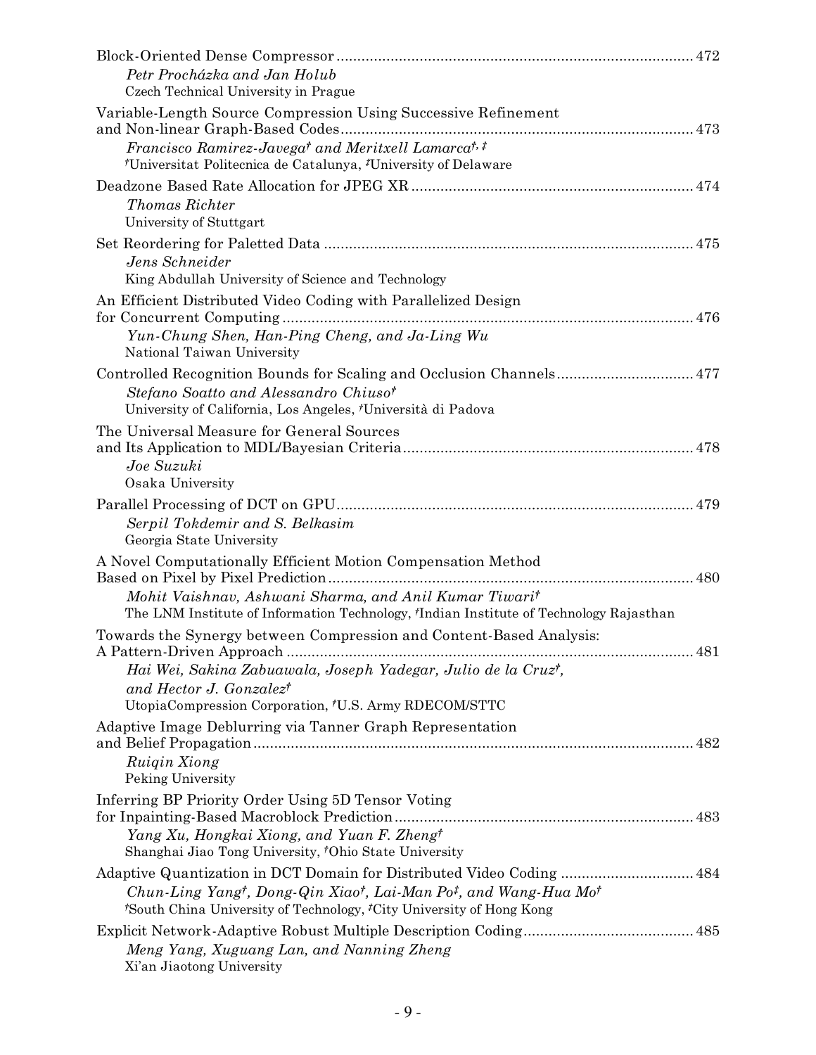Block-Oriented Dense Compressor ..................................................................................... 472

*Petr Procházka and Jan Holub*
Czech Technical University in Prague

Variable-Length Source Compression Using Successive Refinement and Non-linear Graph-Based Codes ..................................................................................... 473

*Francisco Ramirez-Javega[†] and Meritxell Lamarca[†,‡]*
[†]Universitat Politecnica de Catalunya, [‡]University of Delaware

Deadzone Based Rate Allocation for JPEG XR ..................................................................................... 474

*Thomas Richter*
University of Stuttgart

Set Reordering for Paletted Data ..................................................................................... 475

*Jens Schneider*
King Abdullah University of Science and Technology

An Efficient Distributed Video Coding with Parallelized Design for Concurrent Computing ..................................................................................... 476

*Yun-Chung Shen, Han-Ping Cheng, and Ja-Ling Wu*
National Taiwan University

Controlled Recognition Bounds for Scaling and Occlusion Channels ..................................................................................... 477

*Stefano Soatto and Alessandro Chiuso[†]*
University of California, Los Angeles, [†]Università di Padova

The Universal Measure for General Sources and Its Application to MDL/Bayesian Criteria ..................................................................................... 478

*Joe Suzuki*
Osaka University

Parallel Processing of DCT on GPU ..................................................................................... 479

*Serpil Tokdemir and S. Belkasim*
Georgia State University

A Novel Computationally Efficient Motion Compensation Method Based on Pixel by Pixel Prediction ..................................................................................... 480

*Mohit Vaishnav, Ashwani Sharma, and Anil Kumar Tiwari[†]*
The LNM Institute of Information Technology, [†]Indian Institute of Technology Rajasthan

Towards the Synergy between Compression and Content-Based Analysis: A Pattern-Driven Approach ..................................................................................... 481

*Hai Wei, Sakina Zabuawala, Joseph Yadegar, Julio de la Cruz[†], and Hector J. Gonzalez[†]*
UtopiaCompression Corporation, [†]U.S. Army RDECOM/STTC

Adaptive Image Deblurring via Tanner Graph Representation and Belief Propagation ..................................................................................... 482

*Ruiqin Xiong*
Peking University

Inferring BP Priority Order Using 5D Tensor Voting for Inpainting-Based Macroblock Prediction ..................................................................................... 483

*Yang Xu, Hongkai Xiong, and Yuan F. Zheng[†]*
Shanghai Jiao Tong University, [†]Ohio State University

Adaptive Quantization in DCT Domain for Distributed Video Coding ..................................................................................... 484

*Chun-Ling Yang[†], Dong-Qin Xiao[†], Lai-Man Po[‡], and Wang-Hua Mo[†]*
[†]South China University of Technology, [‡]City University of Hong Kong

Explicit Network-Adaptive Robust Multiple Description Coding ..................................................................................... 485

*Meng Yang, Xuguang Lan, and Nanning Zheng*
Xi'an Jiaotong University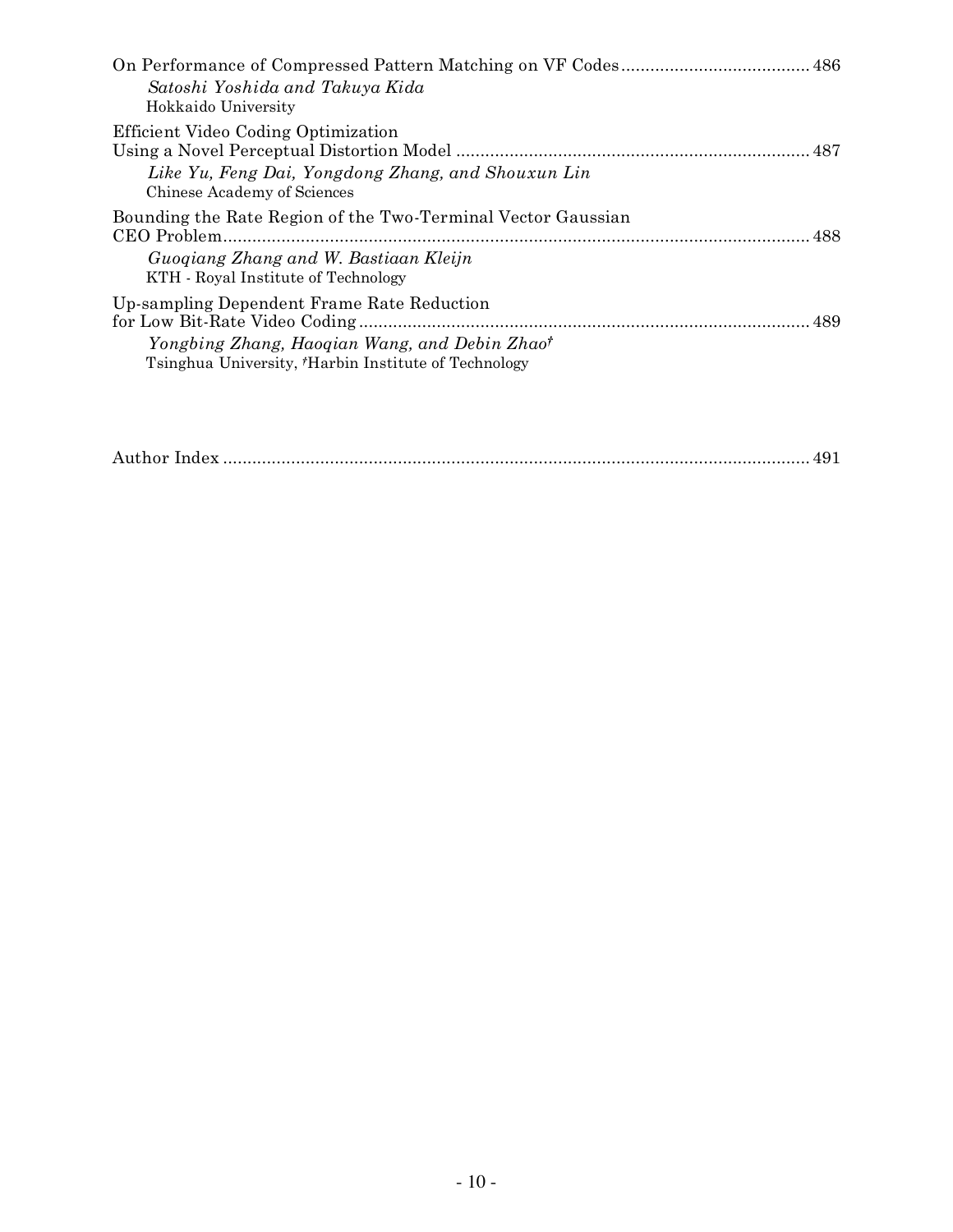On Performance of Compressed Pattern Matching on VF Codes ....................................... 486
*Satoshi Yoshida and Takuya Kida*
Hokkaido University

Efficient Video Coding Optimization
Using a Novel Perceptual Distortion Model ........................................................................ 487
*Like Yu, Feng Dai, Yongdong Zhang, and Shouxun Lin*
Chinese Academy of Sciences

Bounding the Rate Region of the Two-Terminal Vector Gaussian
CEO Problem......................................................................................................................... 488
*Guoqiang Zhang and W. Bastiaan Kleijn*
KTH - Royal Institute of Technology

Up-sampling Dependent Frame Rate Reduction
for Low Bit-Rate Video Coding ............................................................................................ 489
*Yongbing Zhang, Haoqian Wang, and Debin Zhao*[†]
Tsinghua University, [†]Harbin Institute of Technology

Author Index ......................................................................................................................... 491